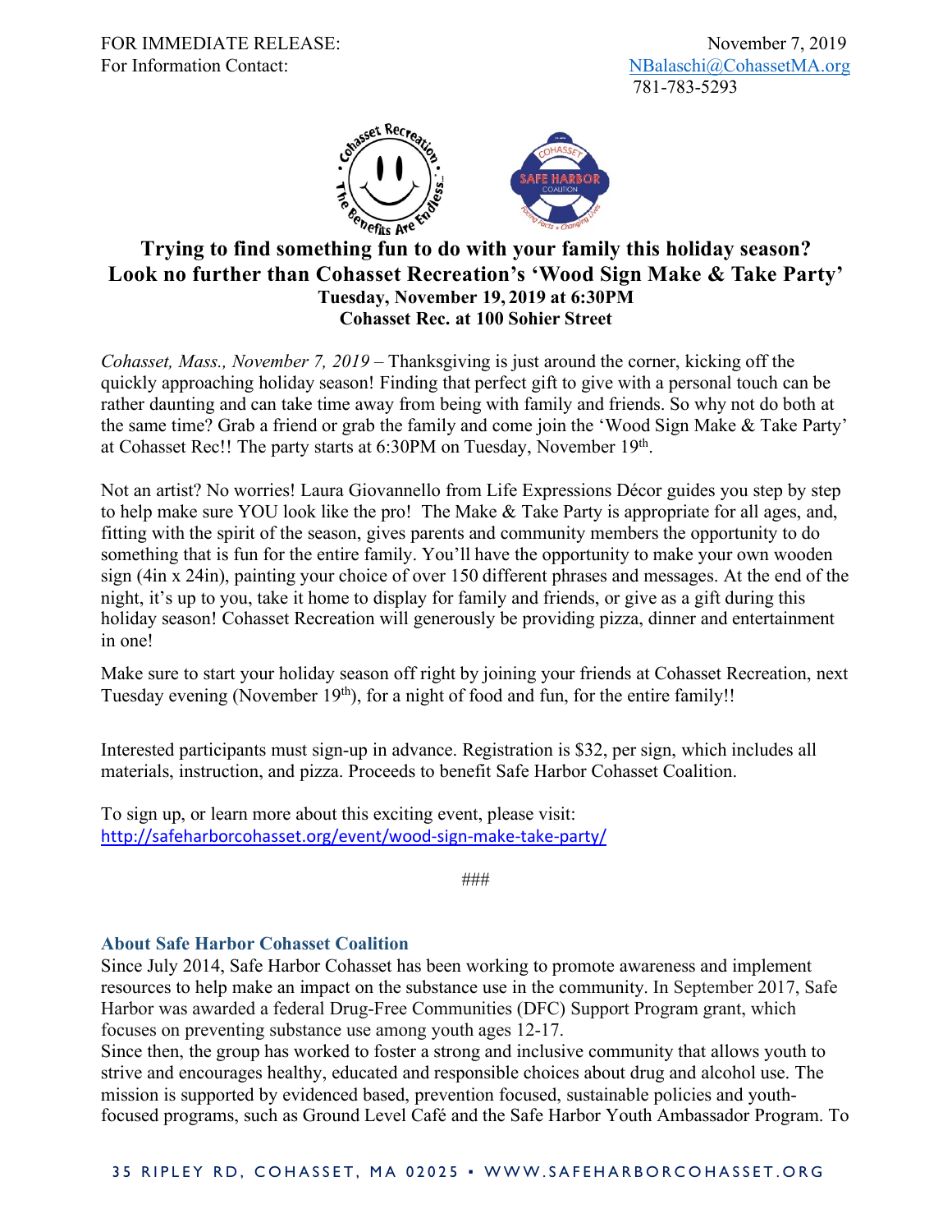FOR IMMEDIATE RELEASE: November 7, 2019
For Information Contact: NBalaschi@CohassetMA.org
781-783-5293

## Trying to find something fun to do with your family this holiday season? Look no further than Cohasset Recreation's 'Wood Sign Make & Take Party'

**Tuesday, November 19, 2019 at 6:30PM**
**Cohasset Rec. at 100 Sohier Street**

*Cohasset, Mass., November 7, 2019* – Thanksgiving is just around the corner, kicking off the quickly approaching holiday season! Finding that perfect gift to give with a personal touch can be rather daunting and can take time away from being with family and friends. So why not do both at the same time? Grab a friend or grab the family and come join the 'Wood Sign Make & Take Party' at Cohasset Rec!! The party starts at 6:30PM on Tuesday, November 19th.

Not an artist? No worries! Laura Giovannello from Life Expressions Décor guides you step by step to help make sure YOU look like the pro! The Make & Take Party is appropriate for all ages, and, fitting with the spirit of the season, gives parents and community members the opportunity to do something that is fun for the entire family. You'll have the opportunity to make your own wooden sign (4in x 24in), painting your choice of over 150 different phrases and messages. At the end of the night, it's up to you, take it home to display for family and friends, or give as a gift during this holiday season! Cohasset Recreation will generously be providing pizza, dinner and entertainment in one!

Make sure to start your holiday season off right by joining your friends at Cohasset Recreation, next Tuesday evening (November 19th), for a night of food and fun, for the entire family!!

Interested participants must sign-up in advance. Registration is $32, per sign, which includes all materials, instruction, and pizza. Proceeds to benefit Safe Harbor Cohasset Coalition.

To sign up, or learn more about this exciting event, please visit:
http://safeharborcohasset.org/event/wood-sign-make-take-party/

###

### About Safe Harbor Cohasset Coalition

Since July 2014, Safe Harbor Cohasset has been working to promote awareness and implement resources to help make an impact on the substance use in the community. In September 2017, Safe Harbor was awarded a federal Drug-Free Communities (DFC) Support Program grant, which focuses on preventing substance use among youth ages 12-17.

Since then, the group has worked to foster a strong and inclusive community that allows youth to strive and encourages healthy, educated and responsible choices about drug and alcohol use. The mission is supported by evidenced based, prevention focused, sustainable policies and youth-focused programs, such as Ground Level Café and the Safe Harbor Youth Ambassador Program. To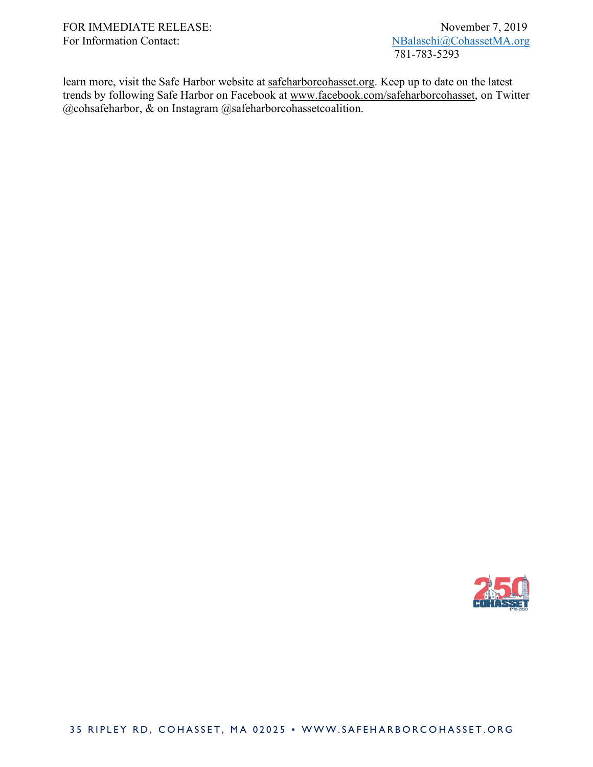FOR IMMEDIATE RELEASE: November 7, 2019
For Information Contact: NBalaschi@CohassetMA.org
781-783-5293

learn more, visit the Safe Harbor website at safeharborcohasset.org. Keep up to date on the latest trends by following Safe Harbor on Facebook at www.facebook.com/safeharborcohasset, on Twitter @cohsafeharbor, & on Instagram @safeharborcohassetcoalition.

35 RIPLEY RD, COHASSET, MA 02025 ▪ WWW.SAFEHARBORCOHASSET.ORG